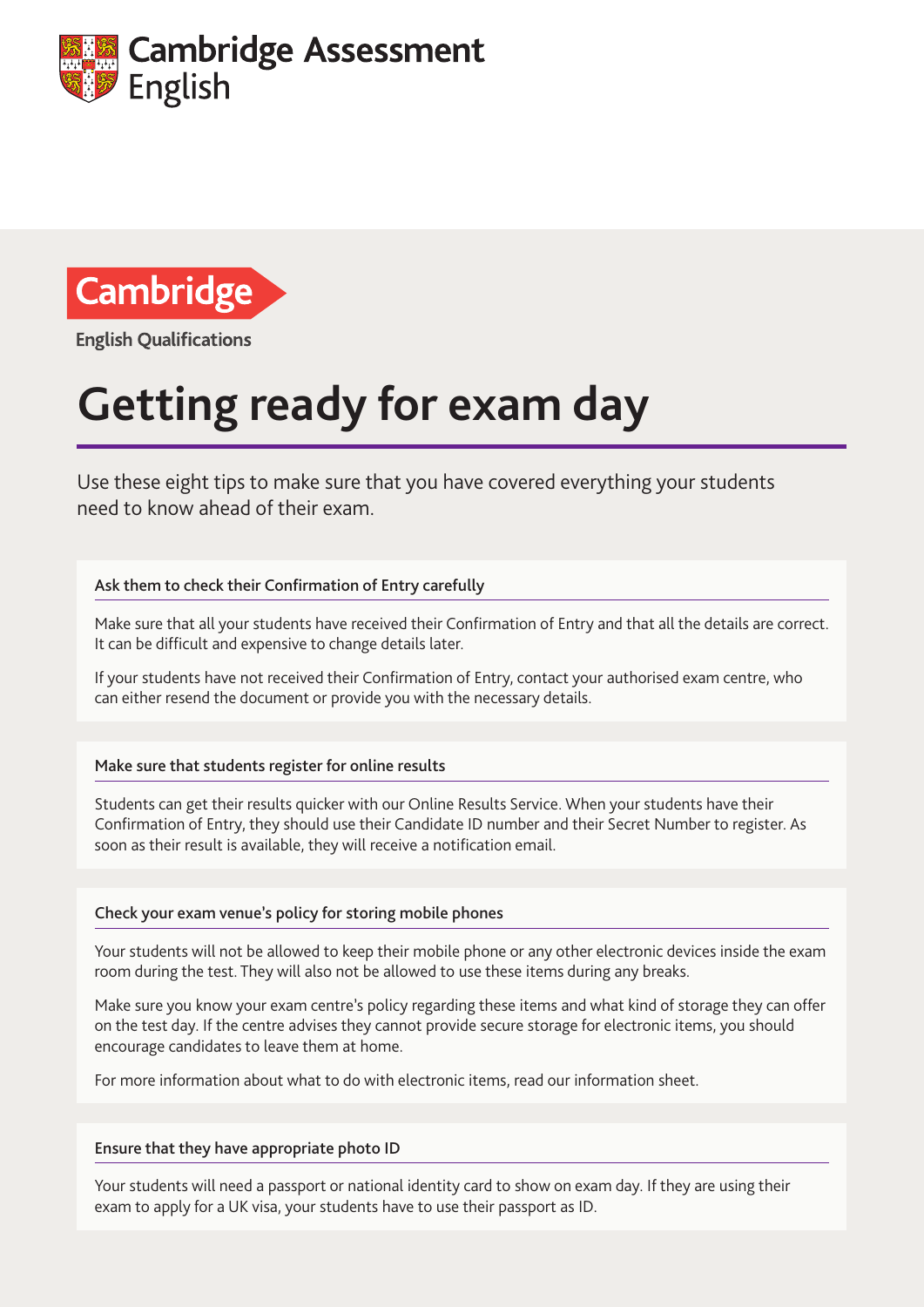Cambridge Assessment English

Cambridge

English Qualifications

# Getting ready for exam day

Use these eight tips to make sure that you have covered everything your students need to know ahead of their exam.

### Ask them to check their Confirmation of Entry carefully

Make sure that all your students have received their Confirmation of Entry and that all the details are correct. It can be difficult and expensive to change details later.

If your students have not received their Confirmation of Entry, contact your authorised exam centre, who can either resend the document or provide you with the necessary details.

### Make sure that students register for online results

Students can get their results quicker with our Online Results Service. When your students have their Confirmation of Entry, they should use their Candidate ID number and their Secret Number to register. As soon as their result is available, they will receive a notification email.

### Check your exam venue's policy for storing mobile phones

Your students will not be allowed to keep their mobile phone or any other electronic devices inside the exam room during the test. They will also not be allowed to use these items during any breaks.

Make sure you know your exam centre's policy regarding these items and what kind of storage they can offer on the test day. If the centre advises they cannot provide secure storage for electronic items, you should encourage candidates to leave them at home.

For more information about what to do with electronic items, read our information sheet.

### Ensure that they have appropriate photo ID

Your students will need a passport or national identity card to show on exam day. If they are using their exam to apply for a UK visa, your students have to use their passport as ID.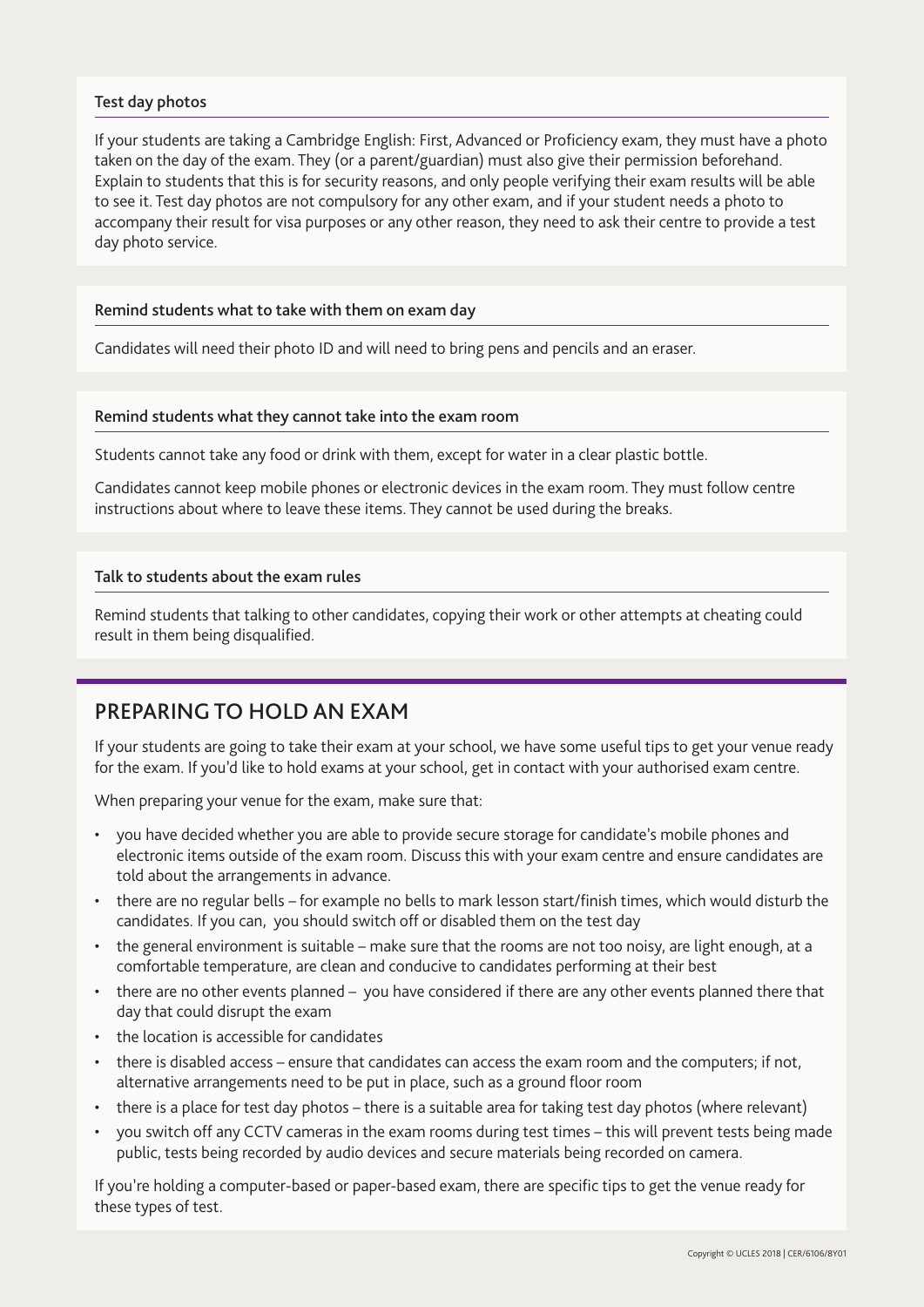### Test day photos

If your students are taking a Cambridge English: First, Advanced or Proficiency exam, they must have a photo taken on the day of the exam. They (or a parent/guardian) must also give their permission beforehand. Explain to students that this is for security reasons, and only people verifying their exam results will be able to see it. Test day photos are not compulsory for any other exam, and if your student needs a photo to accompany their result for visa purposes or any other reason, they need to ask their centre to provide a test day photo service.

### Remind students what to take with them on exam day

Candidates will need their photo ID and will need to bring pens and pencils and an eraser.

### Remind students what they cannot take into the exam room

Students cannot take any food or drink with them, except for water in a clear plastic bottle.

Candidates cannot keep mobile phones or electronic devices in the exam room. They must follow centre instructions about where to leave these items. They cannot be used during the breaks.

### Talk to students about the exam rules

Remind students that talking to other candidates, copying their work or other attempts at cheating could result in them being disqualified.

## PREPARING TO HOLD AN EXAM

If your students are going to take their exam at your school, we have some useful tips to get your venue ready for the exam. If you'd like to hold exams at your school, get in contact with your authorised exam centre.

When preparing your venue for the exam, make sure that:

- you have decided whether you are able to provide secure storage for candidate's mobile phones and electronic items outside of the exam room. Discuss this with your exam centre and ensure candidates are told about the arrangements in advance.
- there are no regular bells – for example no bells to mark lesson start/finish times, which would disturb the candidates. If you can, you should switch off or disabled them on the test day
- the general environment is suitable – make sure that the rooms are not too noisy, are light enough, at a comfortable temperature, are clean and conducive to candidates performing at their best
- there are no other events planned – you have considered if there are any other events planned there that day that could disrupt the exam
- the location is accessible for candidates
- there is disabled access – ensure that candidates can access the exam room and the computers; if not, alternative arrangements need to be put in place, such as a ground floor room
- there is a place for test day photos – there is a suitable area for taking test day photos (where relevant)
- you switch off any CCTV cameras in the exam rooms during test times – this will prevent tests being made public, tests being recorded by audio devices and secure materials being recorded on camera.

If you're holding a computer-based or paper-based exam, there are specific tips to get the venue ready for these types of test.

Copyright © UCLES 2018 | CER/6106/8Y01